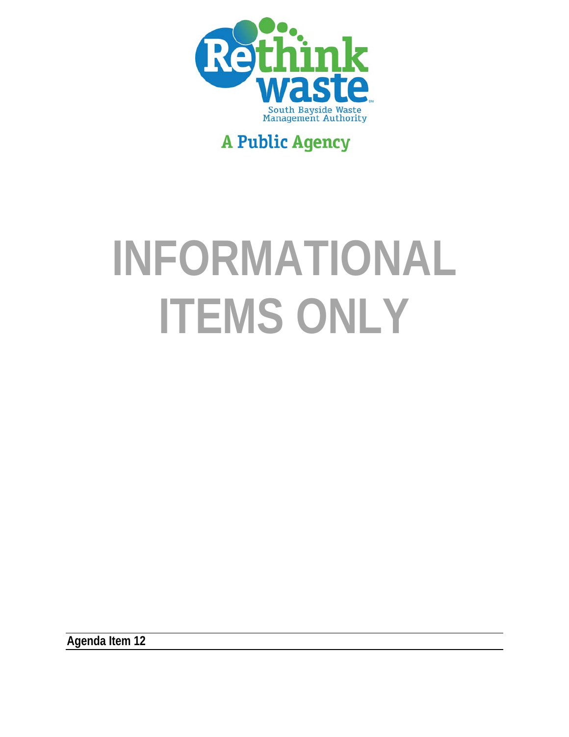Rethink waste

South Bayside Waste Management Authority

A Public Agency

# INFORMATIONAL ITEMS ONLY

**Agenda Item 12**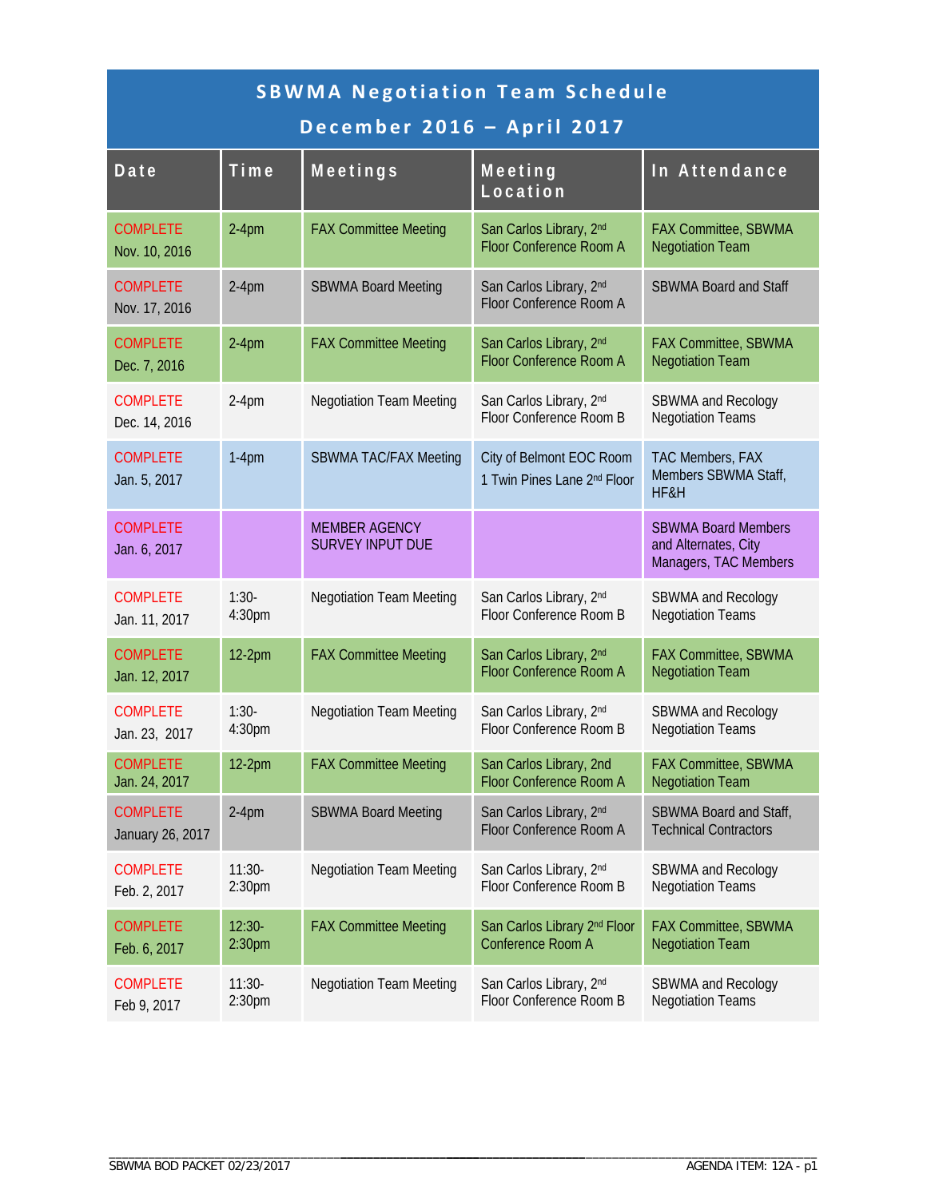# SBWMA Negotiation Team Schedule

## December 2016 – April 2017

| Date | Time | Meetings | Meeting Location | In Attendance |
|---|---|---|---|---|
| COMPLETE Nov. 10, 2016 | 2-4pm | FAX Committee Meeting | San Carlos Library, 2nd Floor Conference Room A | FAX Committee, SBWMA Negotiation Team |
| COMPLETE Nov. 17, 2016 | 2-4pm | SBWMA Board Meeting | San Carlos Library, 2nd Floor Conference Room A | SBWMA Board and Staff |
| COMPLETE Dec. 7, 2016 | 2-4pm | FAX Committee Meeting | San Carlos Library, 2nd Floor Conference Room A | FAX Committee, SBWMA Negotiation Team |
| COMPLETE Dec. 14, 2016 | 2-4pm | Negotiation Team Meeting | San Carlos Library, 2nd Floor Conference Room B | SBWMA and Recology Negotiation Teams |
| COMPLETE Jan. 5, 2017 | 1-4pm | SBWMA TAC/FAX Meeting | City of Belmont EOC Room 1 Twin Pines Lane 2nd Floor | TAC Members, FAX Members SBWMA Staff, HF&H |
| COMPLETE Jan. 6, 2017 | | MEMBER AGENCY SURVEY INPUT DUE | | SBWMA Board Members and Alternates, City Managers, TAC Members |
| COMPLETE Jan. 11, 2017 | 1:30-4:30pm | Negotiation Team Meeting | San Carlos Library, 2nd Floor Conference Room B | SBWMA and Recology Negotiation Teams |
| COMPLETE Jan. 12, 2017 | 12-2pm | FAX Committee Meeting | San Carlos Library, 2nd Floor Conference Room A | FAX Committee, SBWMA Negotiation Team |
| COMPLETE Jan. 23, 2017 | 1:30-4:30pm | Negotiation Team Meeting | San Carlos Library, 2nd Floor Conference Room B | SBWMA and Recology Negotiation Teams |
| COMPLETE Jan. 24, 2017 | 12-2pm | FAX Committee Meeting | San Carlos Library, 2nd Floor Conference Room A | FAX Committee, SBWMA Negotiation Team |
| COMPLETE January 26, 2017 | 2-4pm | SBWMA Board Meeting | San Carlos Library, 2nd Floor Conference Room A | SBWMA Board and Staff, Technical Contractors |
| COMPLETE Feb. 2, 2017 | 11:30-2:30pm | Negotiation Team Meeting | San Carlos Library, 2nd Floor Conference Room B | SBWMA and Recology Negotiation Teams |
| COMPLETE Feb. 6, 2017 | 12:30-2:30pm | FAX Committee Meeting | San Carlos Library 2nd Floor Conference Room A | FAX Committee, SBWMA Negotiation Team |
| COMPLETE Feb 9, 2017 | 11:30-2:30pm | Negotiation Team Meeting | San Carlos Library, 2nd Floor Conference Room B | SBWMA and Recology Negotiation Teams |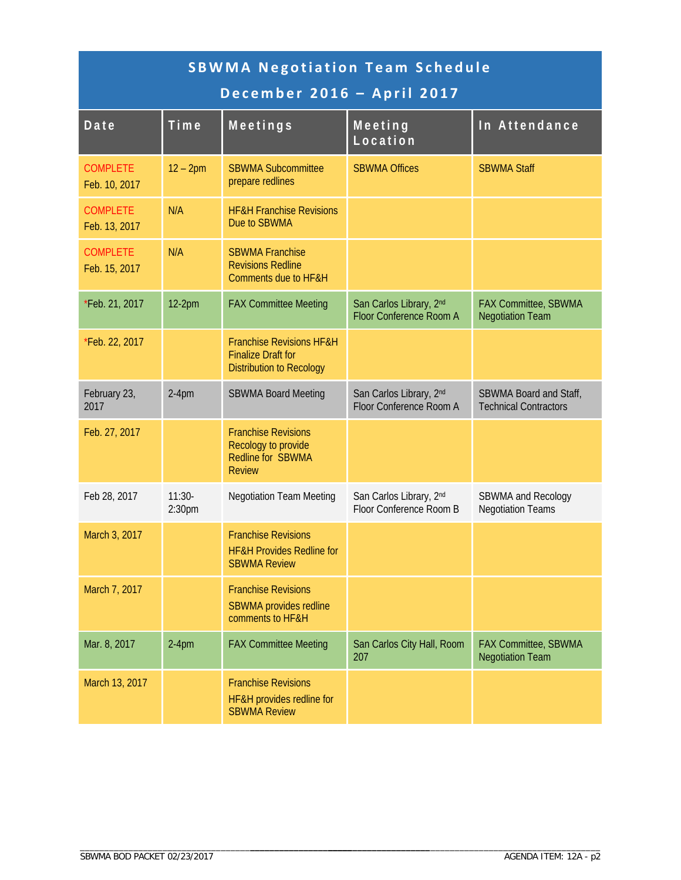# SBWMA Negotiation Team Schedule

## December 2016 – April 2017

| Date | Time | Meetings | Meeting Location | In Attendance |
|---|---|---|---|---|
| COMPLETE Feb. 10, 2017 | 12 – 2pm | SBWMA Subcommittee prepare redlines | SBWMA Offices | SBWMA Staff |
| COMPLETE Feb. 13, 2017 | N/A | HF&H Franchise Revisions Due to SBWMA | | |
| COMPLETE Feb. 15, 2017 | N/A | SBWMA Franchise Revisions Redline Comments due to HF&H | | |
| *Feb. 21, 2017 | 12-2pm | FAX Committee Meeting | San Carlos Library, 2nd Floor Conference Room A | FAX Committee, SBWMA Negotiation Team |
| *Feb. 22, 2017 | | Franchise Revisions HF&H Finalize Draft for Distribution to Recology | | |
| February 23, 2017 | 2-4pm | SBWMA Board Meeting | San Carlos Library, 2nd Floor Conference Room A | SBWMA Board and Staff, Technical Contractors |
| Feb. 27, 2017 | | Franchise Revisions Recology to provide Redline for SBWMA Review | | |
| Feb 28, 2017 | 11:30-2:30pm | Negotiation Team Meeting | San Carlos Library, 2nd Floor Conference Room B | SBWMA and Recology Negotiation Teams |
| March 3, 2017 | | Franchise Revisions HF&H Provides Redline for SBWMA Review | | |
| March 7, 2017 | | Franchise Revisions SBWMA provides redline comments to HF&H | | |
| Mar. 8, 2017 | 2-4pm | FAX Committee Meeting | San Carlos City Hall, Room 207 | FAX Committee, SBWMA Negotiation Team |
| March 13, 2017 | | Franchise Revisions HF&H provides redline for SBWMA Review | | |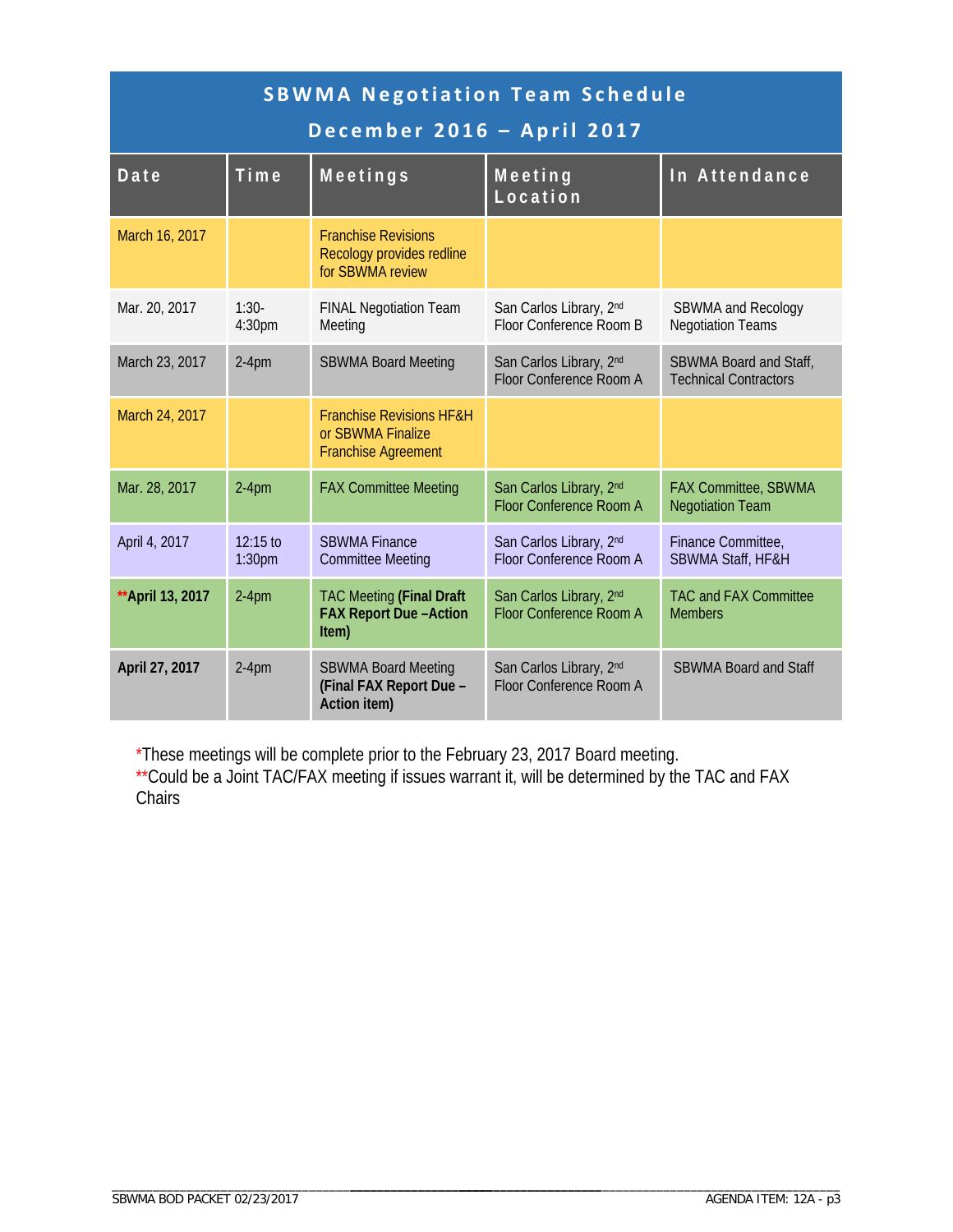## SBWMA Negotiation Team Schedule

## December 2016 – April 2017

| Date | Time | Meetings | Meeting Location | In Attendance |
| --- | --- | --- | --- | --- |
| March 16, 2017 | | Franchise Revisions Recology provides redline for SBWMA review | | |
| Mar. 20, 2017 | 1:30-4:30pm | FINAL Negotiation Team Meeting | San Carlos Library, 2nd Floor Conference Room B | SBWMA and Recology Negotiation Teams |
| March 23, 2017 | 2-4pm | SBWMA Board Meeting | San Carlos Library, 2nd Floor Conference Room A | SBWMA Board and Staff, Technical Contractors |
| March 24, 2017 | | Franchise Revisions HF&H or SBWMA Finalize Franchise Agreement | | |
| Mar. 28, 2017 | 2-4pm | FAX Committee Meeting | San Carlos Library, 2nd Floor Conference Room A | FAX Committee, SBWMA Negotiation Team |
| April 4, 2017 | 12:15 to 1:30pm | SBWMA Finance Committee Meeting | San Carlos Library, 2nd Floor Conference Room A | Finance Committee, SBWMA Staff, HF&H |
| **\*\*April 13, 2017** | 2-4pm | TAC Meeting **(Final Draft FAX Report Due –Action Item)** | San Carlos Library, 2nd Floor Conference Room A | TAC and FAX Committee Members |
| **April 27, 2017** | 2-4pm | SBWMA Board Meeting **(Final FAX Report Due – Action item)** | San Carlos Library, 2nd Floor Conference Room A | SBWMA Board and Staff |

*These meetings will be complete prior to the February 23, 2017 Board meeting.

**Could be a Joint TAC/FAX meeting if issues warrant it, will be determined by the TAC and FAX Chairs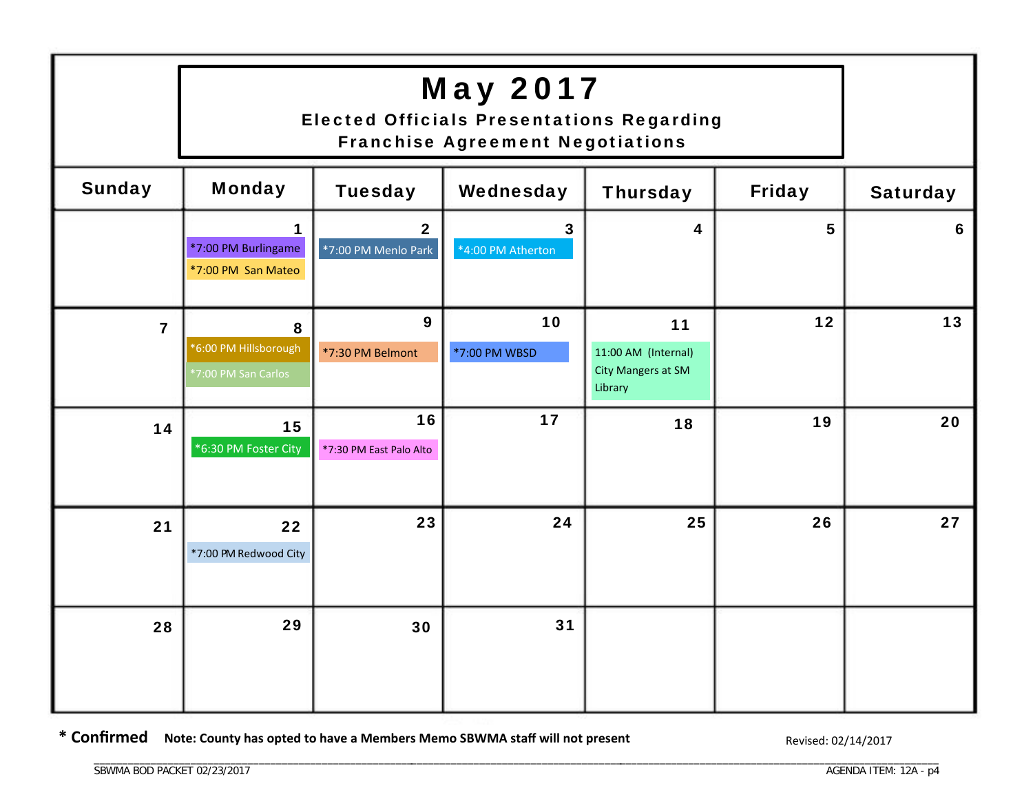# May 2017

**Elected Officials Presentations Regarding Franchise Agreement Negotiations**

| Sunday | Monday | Tuesday | Wednesday | Thursday | Friday | Saturday |
|---|---|---|---|---|---|---|
| | 1<br>*7:00 PM Burlingame<br>*7:00 PM San Mateo | 2<br>*7:00 PM Menlo Park | 3<br>*4:00 PM Atherton | 4 | 5 | 6 |
| 7 | 8<br>*6:00 PM Hillsborough<br>*7:00 PM San Carlos | 9<br>*7:30 PM Belmont | 10<br>*7:00 PM WBSD | 11<br>11:00 AM (Internal) City Mangers at SM Library | 12 | 13 |
| 14 | 15<br>*6:30 PM Foster City | 16<br>*7:30 PM East Palo Alto | 17 | 18 | 19 | 20 |
| 21 | 22<br>*7:00 PM Redwood City | 23 | 24 | 25 | 26 | 27 |
| 28 | 29 | 30 | 31 | | | |

**\* Confirmed** **Note: County has opted to have a Members Memo SBWMA staff will not present**

Revised: 02/14/2017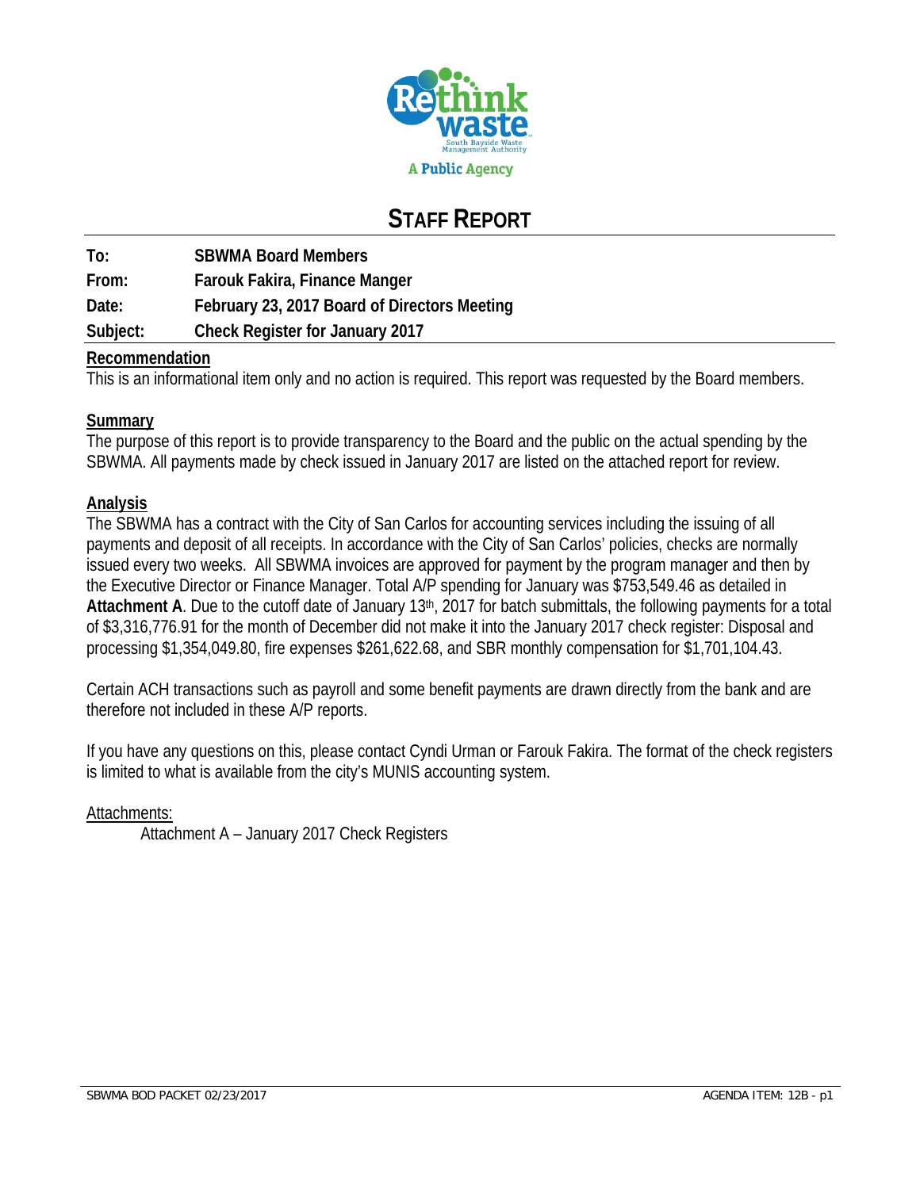# STAFF REPORT

**To:** SBWMA Board Members
**From:** Farouk Fakira, Finance Manger
**Date:** February 23, 2017 Board of Directors Meeting
**Subject:** Check Register for January 2017

## Recommendation

This is an informational item only and no action is required. This report was requested by the Board members.

## Summary

The purpose of this report is to provide transparency to the Board and the public on the actual spending by the SBWMA. All payments made by check issued in January 2017 are listed on the attached report for review.

## Analysis

The SBWMA has a contract with the City of San Carlos for accounting services including the issuing of all payments and deposit of all receipts. In accordance with the City of San Carlos' policies, checks are normally issued every two weeks. All SBWMA invoices are approved for payment by the program manager and then by the Executive Director or Finance Manager. Total A/P spending for January was $753,549.46 as detailed in **Attachment A**. Due to the cutoff date of January 13th, 2017 for batch submittals, the following payments for a total of $3,316,776.91 for the month of December did not make it into the January 2017 check register: Disposal and processing $1,354,049.80, fire expenses $261,622.68, and SBR monthly compensation for $1,701,104.43.

Certain ACH transactions such as payroll and some benefit payments are drawn directly from the bank and are therefore not included in these A/P reports.

If you have any questions on this, please contact Cyndi Urman or Farouk Fakira. The format of the check registers is limited to what is available from the city's MUNIS accounting system.

Attachments:

Attachment A – January 2017 Check Registers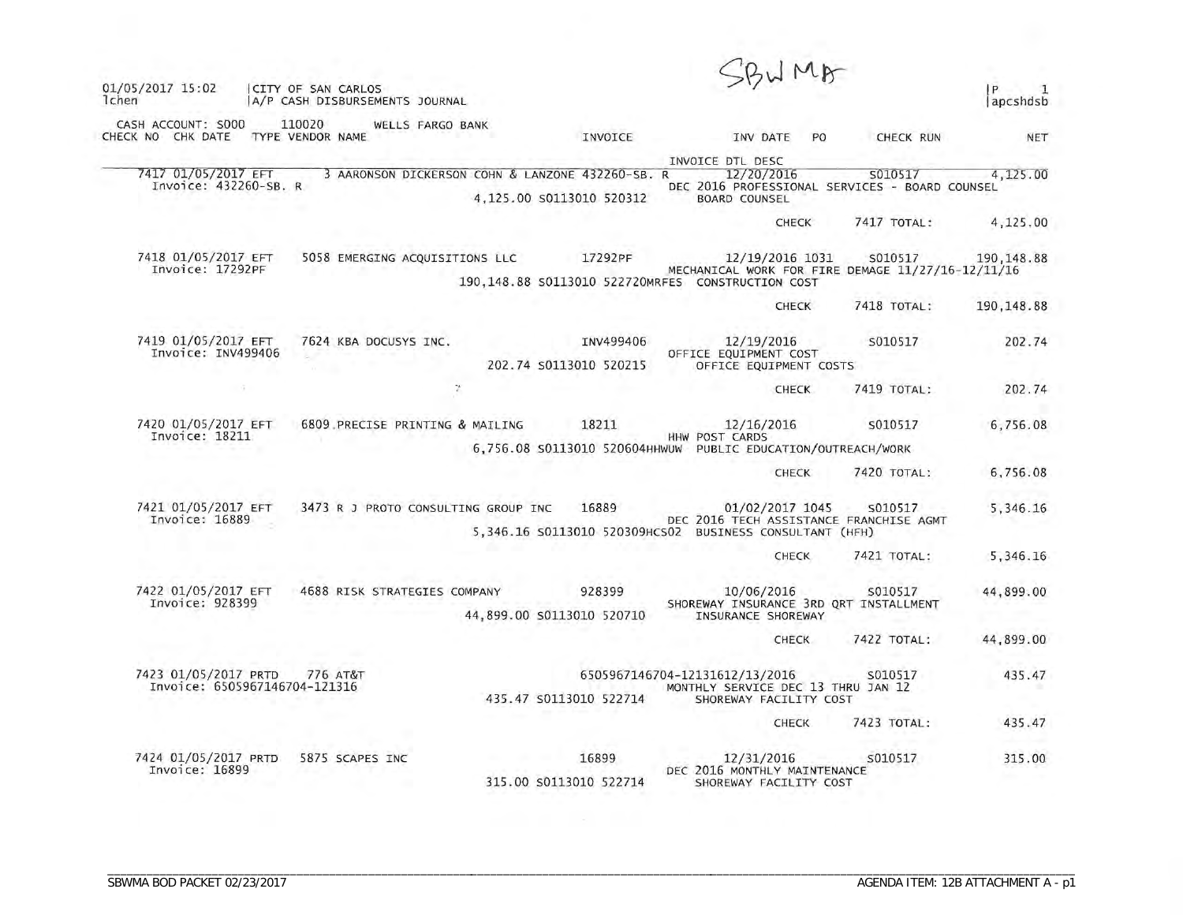SBWMA

01/05/2017 15:02 | CITY OF SAN CARLOS | P 1
lchen | A/P CASH DISBURSEMENTS JOURNAL | apcshdsb

CASH ACCOUNT: S000 110020 WELLS FARGO BANK

| CHECK NO | CHK DATE | TYPE | VENDOR NAME | INVOICE | INV DATE | PO | CHECK RUN | NET |
|---|---|---|---|---|---|---|---|---|
| | | | | | INVOICE DTL DESC | | | |
| 7417 | 01/05/2017 | EFT | 3 AARONSON DICKERSON COHN & LANZONE | 432260-SB. R | 12/20/2016 | | S010517 | 4,125.00 |
| Invoice: 432260-SB. R | | | | | DEC 2016 PROFESSIONAL SERVICES - BOARD COUNSEL | | | |
| | | | 4,125.00 S0113010 520312 | | BOARD COUNSEL | | | |
| | | | | | CHECK | | 7417 TOTAL: | 4,125.00 |
| 7418 | 01/05/2017 | EFT | 5058 EMERGING ACQUISITIONS LLC | 17292PF | 12/19/2016 | 1031 | S010517 | 190,148.88 |
| Invoice: 17292PF | | | | | MECHANICAL WORK FOR FIRE DEMAGE 11/27/16-12/11/16 | | | |
| | | | 190,148.88 S0113010 522720MRFES | | CONSTRUCTION COST | | | |
| | | | | | CHECK | | 7418 TOTAL: | 190,148.88 |
| 7419 | 01/05/2017 | EFT | 7624 KBA DOCUSYS INC. | INV499406 | 12/19/2016 | | S010517 | 202.74 |
| Invoice: INV499406 | | | | | OFFICE EQUIPMENT COST | | | |
| | | | 202.74 S0113010 520215 | | OFFICE EQUIPMENT COSTS | | | |
| | | | | | CHECK | | 7419 TOTAL: | 202.74 |
| 7420 | 01/05/2017 | EFT | 6809 PRECISE PRINTING & MAILING | 18211 | 12/16/2016 | | S010517 | 6,756.08 |
| Invoice: 18211 | | | | | HHW POST CARDS | | | |
| | | | 6,756.08 S0113010 520604HHWUW | | PUBLIC EDUCATION/OUTREACH/WORK | | | |
| | | | | | CHECK | | 7420 TOTAL: | 6,756.08 |
| 7421 | 01/05/2017 | EFT | 3473 R J PROTO CONSULTING GROUP INC | 16889 | 01/02/2017 | 1045 | S010517 | 5,346.16 |
| Invoice: 16889 | | | | | DEC 2016 TECH ASSISTANCE FRANCHISE AGMT | | | |
| | | | 5,346.16 S0113010 520309HCS02 | | BUSINESS CONSULTANT (HFH) | | | |
| | | | | | CHECK | | 7421 TOTAL: | 5,346.16 |
| 7422 | 01/05/2017 | EFT | 4688 RISK STRATEGIES COMPANY | 928399 | 10/06/2016 | | S010517 | 44,899.00 |
| Invoice: 928399 | | | | | SHOREWAY INSURANCE 3RD QRT INSTALLMENT | | | |
| | | | 44,899.00 S0113010 520710 | | INSURANCE SHOREWAY | | | |
| | | | | | CHECK | | 7422 TOTAL: | 44,899.00 |
| 7423 | 01/05/2017 | PRTD | 776 AT&T | 6505967146704-121316 | 12/13/2016 | | S010517 | 435.47 |
| Invoice: 6505967146704-121316 | | | | | MONTHLY SERVICE DEC 13 THRU JAN 12 | | | |
| | | | 435.47 S0113010 522714 | | SHOREWAY FACILITY COST | | | |
| | | | | | CHECK | | 7423 TOTAL: | 435.47 |
| 7424 | 01/05/2017 | PRTD | 5875 SCAPES INC | 16899 | 12/31/2016 | | S010517 | 315.00 |
| Invoice: 16899 | | | | | DEC 2016 MONTHLY MAINTENANCE | | | |
| | | | 315.00 S0113010 522714 | | SHOREWAY FACILITY COST | | | |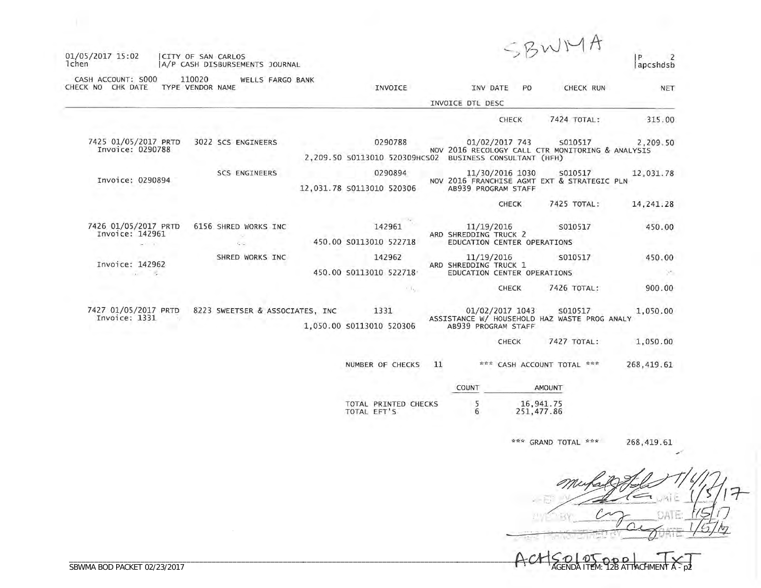SBWMA

01/05/2017 15:02 | CITY OF SAN CARLOS | P 2
lchen | A/P CASH DISBURSEMENTS JOURNAL | apcshdsb

CASH ACCOUNT: S000 110020 WELLS FARGO BANK

| CHECK NO | CHK DATE | TYPE | VENDOR NAME | INVOICE | INV DATE | PO | CHECK RUN | NET |
|---|---|---|---|---|---|---|---|---|
| | | | | | INVOICE DTL DESC | | | |
| | | | | | | CHECK | 7424 TOTAL: | 315.00 |
| 7425 | 01/05/2017 | PRTD | 3022 SCS ENGINEERS | 0290788 | 01/02/2017 | 743 | S010517 | 2,209.50 |
| Invoice: 0290788 | | | | 2,209.50 S0113010 520309HCS02 | NOV 2016 RECOLOGY CALL CTR MONITORING & ANALYSIS BUSINESS CONSULTANT (HFH) | | | |
| | | | SCS ENGINEERS | 0290894 | 11/30/2016 | 1030 | S010517 | 12,031.78 |
| Invoice: 0290894 | | | | 12,031.78 S0113010 520306 | NOV 2016 FRANCHISE AGMT EXT & STRATEGIC PLN AB939 PROGRAM STAFF | | | |
| | | | | | | CHECK | 7425 TOTAL: | 14,241.28 |
| 7426 | 01/05/2017 | PRTD | 6156 SHRED WORKS INC | 142961 | 11/19/2016 | | S010517 | 450.00 |
| Invoice: 142961 | | | | 450.00 S0113010 522718 | ARD SHREDDING TRUCK 2 EDUCATION CENTER OPERATIONS | | | |
| | | | SHRED WORKS INC | 142962 | 11/19/2016 | | S010517 | 450.00 |
| Invoice: 142962 | | | | 450.00 S0113010 522718 | ARD SHREDDING TRUCK 1 EDUCATION CENTER OPERATIONS | | | |
| | | | | | | CHECK | 7426 TOTAL: | 900.00 |
| 7427 | 01/05/2017 | PRTD | 8223 SWEETSER & ASSOCIATES, INC | 1331 | 01/02/2017 | 1043 | S010517 | 1,050.00 |
| Invoice: 1331 | | | | 1,050.00 S0113010 520306 | ASSISTANCE W/ HOUSEHOLD HAZ WASTE PROG ANALY AB939 PROGRAM STAFF | | | |
| | | | | | | CHECK | 7427 TOTAL: | 1,050.00 |

NUMBER OF CHECKS 11 *** CASH ACCOUNT TOTAL *** 268,419.61

| | COUNT | AMOUNT |
|---|---|---|
| TOTAL PRINTED CHECKS | 5 | 16,941.75 |
| TOTAL EFT'S | 6 | 251,477.86 |

*** GRAND TOTAL *** 268,419.61

DATE 1/6/17
DATE 1/5/17
DATE 1/5/17
DATE 1/5/17

ACHS010517001 TXT

SBWMA BOD PACKET 02/23/2017

AGENDA ITEM: 12B ATTACHMENT A - p2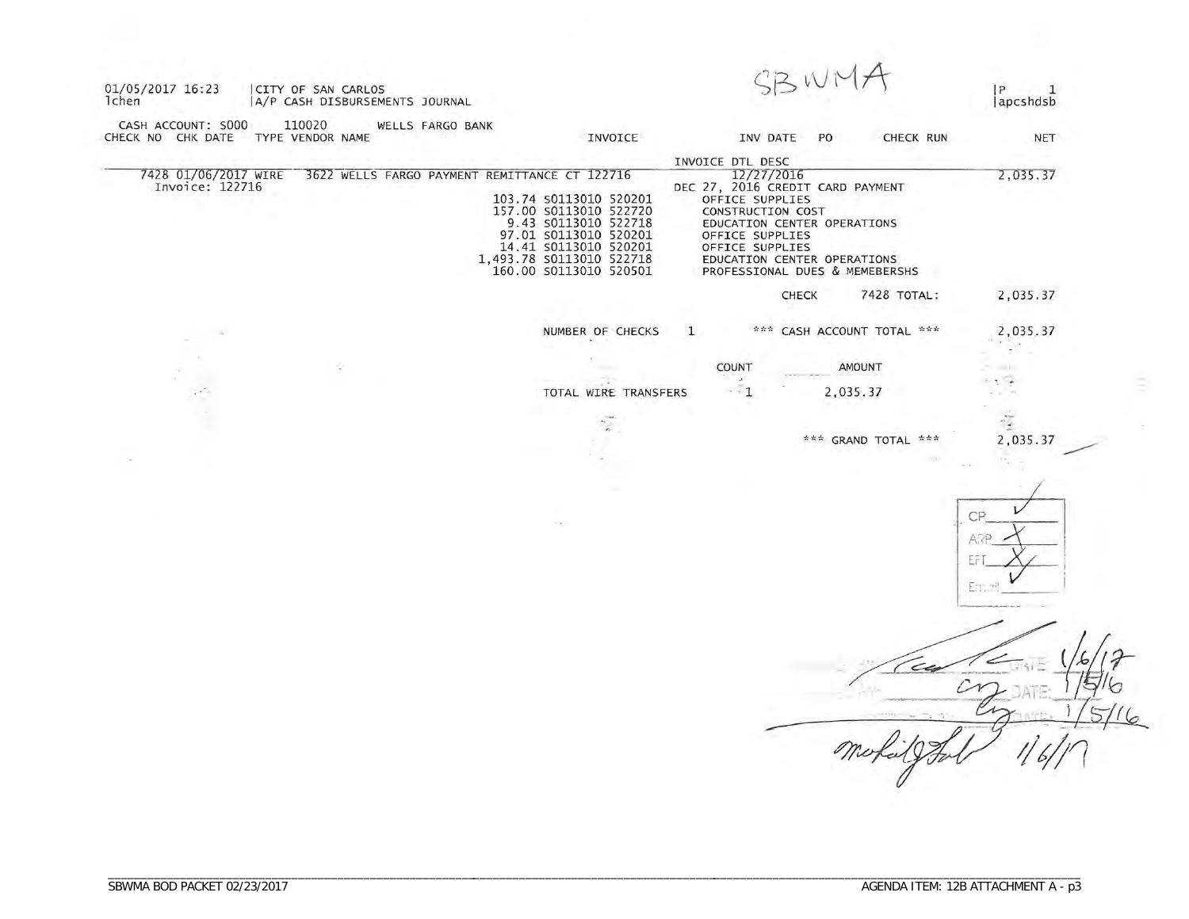SBWMA

01/05/2017 16:23 | CITY OF SAN CARLOS | P 1
lchen | A/P CASH DISBURSEMENTS JOURNAL | apcshdsb

CASH ACCOUNT: S000 110020 WELLS FARGO BANK

| CHECK NO | CHK DATE | TYPE | VENDOR NAME | INVOICE | INV DATE | PO | CHECK RUN | NET |
|---|---|---|---|---|---|---|---|---|
| | | | | | INVOICE DTL DESC | | | |
| 7428 | 01/06/2017 | WIRE | 3622 WELLS FARGO PAYMENT REMITTANCE | CT 122716 | 12/27/2016 | | | 2,035.37 |
| Invoice: 122716 | | | | | DEC 27, 2016 CREDIT CARD PAYMENT | | | |
| | | | | 103.74 S0113010 520201 | OFFICE SUPPLIES | | | |
| | | | | 157.00 S0113010 522720 | CONSTRUCTION COST | | | |
| | | | | 9.43 S0113010 522718 | EDUCATION CENTER OPERATIONS | | | |
| | | | | 97.01 S0113010 520201 | OFFICE SUPPLIES | | | |
| | | | | 14.41 S0113010 520201 | OFFICE SUPPLIES | | | |
| | | | | 1,493.78 S0113010 522718 | EDUCATION CENTER OPERATIONS | | | |
| | | | | 160.00 S0113010 520501 | PROFESSIONAL DUES & MEMEBERSHS | | | |

CHECK 7428 TOTAL: 2,035.37

NUMBER OF CHECKS 1 *** CASH ACCOUNT TOTAL *** 2,035.37

| | COUNT | AMOUNT |
|---|---|---|
| TOTAL WIRE TRANSFERS | 1 | 2,035.37 |

*** GRAND TOTAL *** 2,035.37

CP ✓
A/P X
EFT X
Email ✓

DATE 1/6/17
DATE 1/5/16
DATE 1/5/16
1/6/17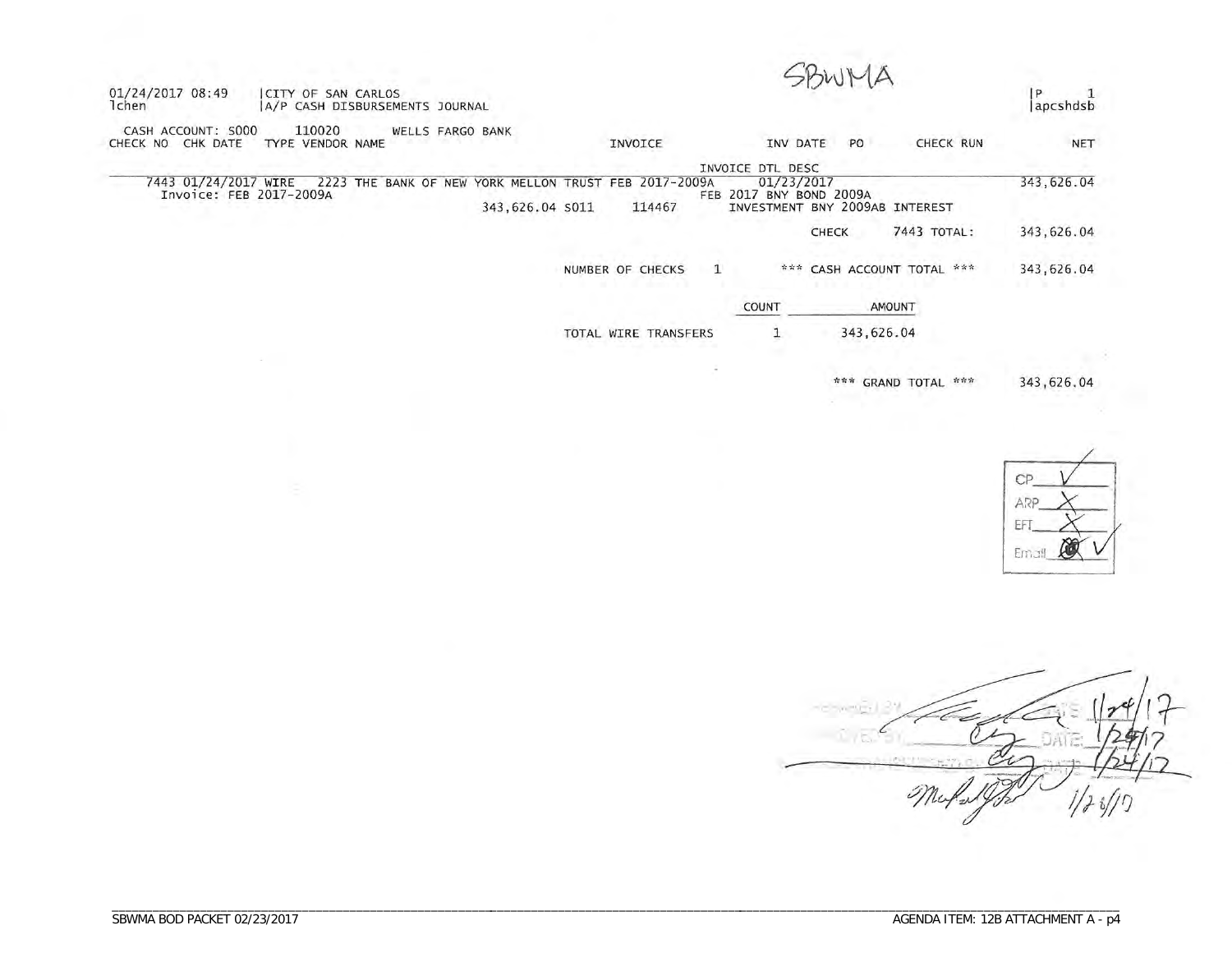SBWMA

01/24/2017 08:49 | CITY OF SAN CARLOS | P 1
lchen | A/P CASH DISBURSEMENTS JOURNAL | apcshdsb

CASH ACCOUNT: S000 110020 WELLS FARGO BANK

| CHECK NO | CHK DATE | TYPE | VENDOR NAME | INVOICE | INV DATE | PO | CHECK RUN | NET |
|---|---|---|---|---|---|---|---|---|
| | | | | | INVOICE DTL DESC | | | |
| 7443 | 01/24/2017 | WIRE | 2223 THE BANK OF NEW YORK MELLON TRUST | FEB 2017-2009A | 01/23/2017 | | | 343,626.04 |
| | Invoice: FEB 2017-2009A | | | | FEB 2017 BNY BOND 2009A | | | |
| | | | 343,626.04 S011 | 114467 | INVESTMENT BNY 2009AB INTEREST | | | |
| | | | | | | CHECK | 7443 TOTAL: | 343,626.04 |

NUMBER OF CHECKS 1 *** CASH ACCOUNT TOTAL *** 343,626.04

| | COUNT | AMOUNT |
|---|---|---|
| TOTAL WIRE TRANSFERS | 1 | 343,626.04 |

*** GRAND TOTAL *** 343,626.04

CP ✓
ARP X
EFT X
Email ✓

PREPARED BY: [signature] DATE: 1/24/17
APPROVED BY: [signature] DATE: 1/24/17
[signature] DATE: 1/24/17
[signature] 1/26/17

SBWMA BOD PACKET 02/23/2017 AGENDA ITEM: 12B ATTACHMENT A - p4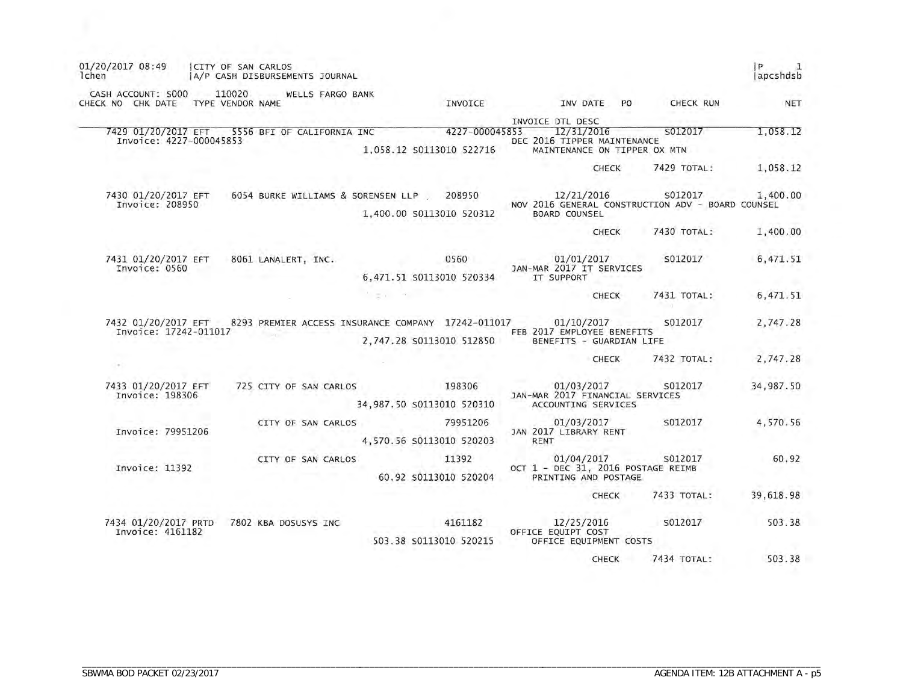01/20/2017 08:49 | CITY OF SAN CARLOS | P 1
lchen | A/P CASH DISBURSEMENTS JOURNAL | apcshdsb

CASH ACCOUNT: S000 110020 WELLS FARGO BANK

| CHECK NO | CHK DATE | TYPE | VENDOR NAME | INVOICE | INV DATE / INVOICE DTL DESC | PO | CHECK RUN | NET |
|---|---|---|---|---|---|---|---|---|
| 7429 | 01/20/2017 | EFT | 5556 BFI OF CALIFORNIA INC | 4227-000045853 | 12/31/2016 | | S012017 | 1,058.12 |
| Invoice: 4227-000045853 | | | | 1,058.12 S0113010 522716 | DEC 2016 TIPPER MAINTENANCE<br>MAINTENANCE ON TIPPER OX MTN | | | |
| | | | | | CHECK | | 7429 TOTAL: | 1,058.12 |
| 7430 | 01/20/2017 | EFT | 6054 BURKE WILLIAMS & SORENSEN LLP | 208950 | 12/21/2016 | | S012017 | 1,400.00 |
| Invoice: 208950 | | | | 1,400.00 S0113010 520312 | NOV 2016 GENERAL CONSTRUCTION ADV - BOARD COUNSEL<br>BOARD COUNSEL | | | |
| | | | | | CHECK | | 7430 TOTAL: | 1,400.00 |
| 7431 | 01/20/2017 | EFT | 8061 LANALERT, INC. | 0560 | 01/01/2017 | | S012017 | 6,471.51 |
| Invoice: 0560 | | | | 6,471.51 S0113010 520334 | JAN-MAR 2017 IT SERVICES<br>IT SUPPORT | | | |
| | | | | | CHECK | | 7431 TOTAL: | 6,471.51 |
| 7432 | 01/20/2017 | EFT | 8293 PREMIER ACCESS INSURANCE COMPANY | 17242-011017 | 01/10/2017 | | S012017 | 2,747.28 |
| Invoice: 17242-011017 | | | | 2,747.28 S0113010 512850 | FEB 2017 EMPLOYEE BENEFITS<br>BENEFITS - GUARDIAN LIFE | | | |
| | | | | | CHECK | | 7432 TOTAL: | 2,747.28 |
| 7433 | 01/20/2017 | EFT | 725 CITY OF SAN CARLOS | 198306 | 01/03/2017 | | S012017 | 34,987.50 |
| Invoice: 198306 | | | | 34,987.50 S0113010 520310 | JAN-MAR 2017 FINANCIAL SERVICES<br>ACCOUNTING SERVICES | | | |
| | | | CITY OF SAN CARLOS | 79951206 | 01/03/2017 | | S012017 | 4,570.56 |
| Invoice: 79951206 | | | | 4,570.56 S0113010 520203 | JAN 2017 LIBRARY RENT<br>RENT | | | |
| | | | CITY OF SAN CARLOS | 11392 | 01/04/2017 | | S012017 | 60.92 |
| Invoice: 11392 | | | | 60.92 S0113010 520204 | OCT 1 - DEC 31, 2016 POSTAGE REIMB<br>PRINTING AND POSTAGE | | | |
| | | | | | CHECK | | 7433 TOTAL: | 39,618.98 |
| 7434 | 01/20/2017 | PRTD | 7802 KBA DOSUSYS INC | 4161182 | 12/25/2016 | | S012017 | 503.38 |
| Invoice: 4161182 | | | | 503.38 S0113010 520215 | OFFICE EQUIPT COST<br>OFFICE EQUIPMENT COSTS | | | |
| | | | | | CHECK | | 7434 TOTAL: | 503.38 |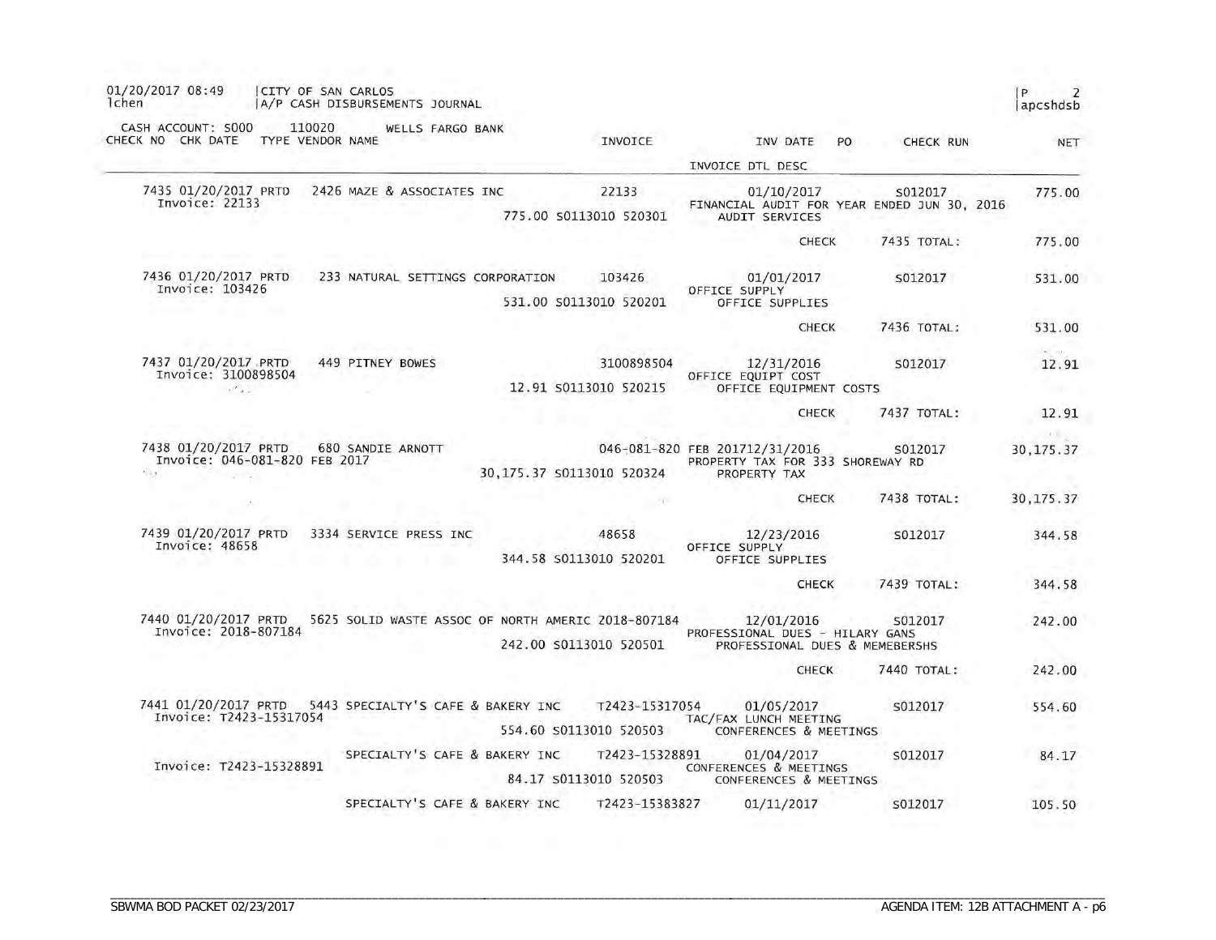01/20/2017 08:49 | CITY OF SAN CARLOS | P 2
lchen | A/P CASH DISBURSEMENTS JOURNAL | apcshdsb

CASH ACCOUNT: S000 110020 WELLS FARGO BANK

| CHECK NO | CHK DATE | TYPE | VENDOR NAME | INVOICE | INV DATE | PO | CHECK RUN | NET |
|---|---|---|---|---|---|---|---|---|
| | | | | | INVOICE DTL DESC | | | |
| 7435 | 01/20/2017 | PRTD | 2426 MAZE & ASSOCIATES INC | 22133 | 01/10/2017 | | S012017 | 775.00 |
| Invoice: 22133 | | | | | FINANCIAL AUDIT FOR YEAR ENDED JUN 30, 2016 | | | |
| | | | | 775.00 S0113010 520301 | AUDIT SERVICES | | | |
| | | | | | CHECK | | 7435 TOTAL: | 775.00 |
| 7436 | 01/20/2017 | PRTD | 233 NATURAL SETTINGS CORPORATION | 103426 | 01/01/2017 | | S012017 | 531.00 |
| Invoice: 103426 | | | | | OFFICE SUPPLY | | | |
| | | | | 531.00 S0113010 520201 | OFFICE SUPPLIES | | | |
| | | | | | CHECK | | 7436 TOTAL: | 531.00 |
| 7437 | 01/20/2017 | PRTD | 449 PITNEY BOWES | 3100898504 | 12/31/2016 | | S012017 | 12.91 |
| Invoice: 3100898504 | | | | | OFFICE EQUIPT COST | | | |
| | | | | 12.91 S0113010 520215 | OFFICE EQUIPMENT COSTS | | | |
| | | | | | CHECK | | 7437 TOTAL: | 12.91 |
| 7438 | 01/20/2017 | PRTD | 680 SANDIE ARNOTT | 046-081-820 FEB 2017 | 12/31/2016 | | S012017 | 30,175.37 |
| Invoice: 046-081-820 FEB 2017 | | | | | PROPERTY TAX FOR 333 SHOREWAY RD | | | |
| | | | | 30,175.37 S0113010 520324 | PROPERTY TAX | | | |
| | | | | | CHECK | | 7438 TOTAL: | 30,175.37 |
| 7439 | 01/20/2017 | PRTD | 3334 SERVICE PRESS INC | 48658 | 12/23/2016 | | S012017 | 344.58 |
| Invoice: 48658 | | | | | OFFICE SUPPLY | | | |
| | | | | 344.58 S0113010 520201 | OFFICE SUPPLIES | | | |
| | | | | | CHECK | | 7439 TOTAL: | 344.58 |
| 7440 | 01/20/2017 | PRTD | 5625 SOLID WASTE ASSOC OF NORTH AMERIC | 2018-807184 | 12/01/2016 | | S012017 | 242.00 |
| Invoice: 2018-807184 | | | | | PROFESSIONAL DUES - HILARY GANS | | | |
| | | | | 242.00 S0113010 520501 | PROFESSIONAL DUES & MEMEBERSHS | | | |
| | | | | | CHECK | | 7440 TOTAL: | 242.00 |
| 7441 | 01/20/2017 | PRTD | 5443 SPECIALTY'S CAFE & BAKERY INC | T2423-15317054 | 01/05/2017 | | S012017 | 554.60 |
| Invoice: T2423-15317054 | | | | | TAC/FAX LUNCH MEETING | | | |
| | | | | 554.60 S0113010 520503 | CONFERENCES & MEETINGS | | | |
| | | | SPECIALTY'S CAFE & BAKERY INC | T2423-15328891 | 01/04/2017 | | S012017 | 84.17 |
| Invoice: T2423-15328891 | | | | | CONFERENCES & MEETINGS | | | |
| | | | | 84.17 S0113010 520503 | CONFERENCES & MEETINGS | | | |
| | | | SPECIALTY'S CAFE & BAKERY INC | T2423-15383827 | 01/11/2017 | | S012017 | 105.50 |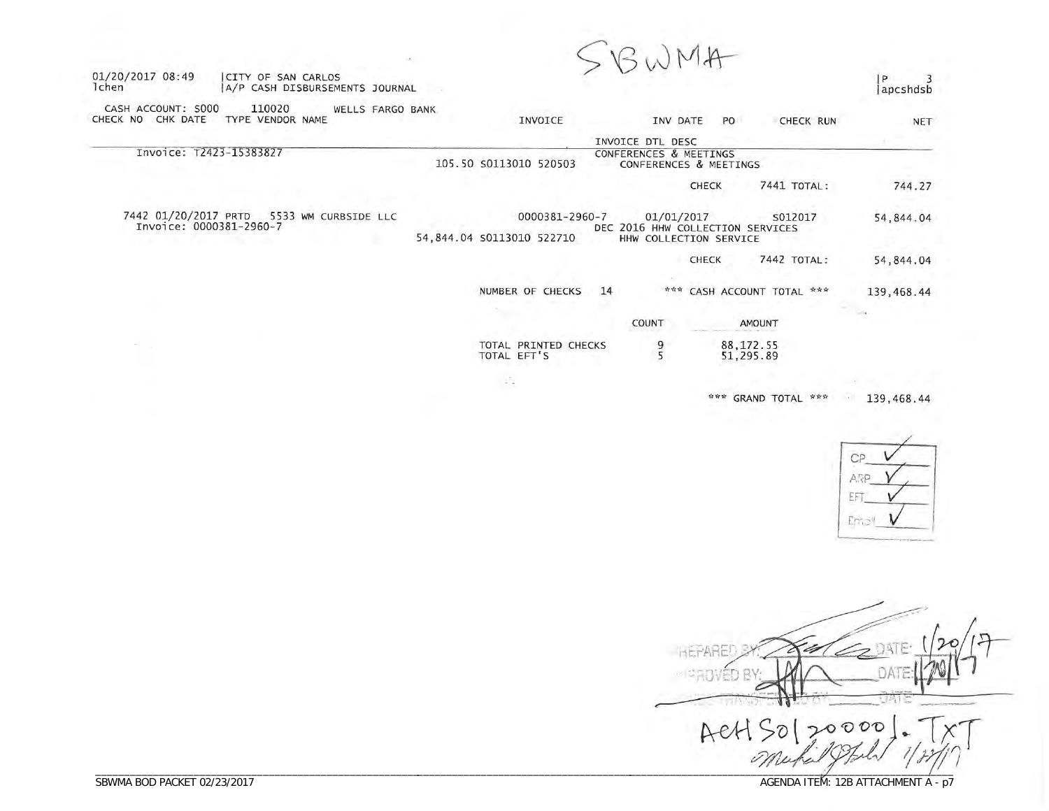SBWMA

01/20/2017 08:49 | CITY OF SAN CARLOS | P 3
lchen | A/P CASH DISBURSEMENTS JOURNAL | apcshdsb

CASH ACCOUNT: S000 110020 WELLS FARGO BANK

| CHECK NO | CHK DATE | TYPE | VENDOR NAME | INVOICE | INV DATE | PO | CHECK RUN | NET |
|---|---|---|---|---|---|---|---|---|
| | | | | | INVOICE DTL DESC | | | |
| Invoice: T2423-15383827 | | | | | CONFERENCES & MEETINGS | | | |
| | | | | 105.50 S0113010 520503 | CONFERENCES & MEETINGS | | | |
| | | | | | | CHECK | 7441 TOTAL: | 744.27 |
| 7442 | 01/20/2017 | PRTD | 5533 WM CURBSIDE LLC | 0000381-2960-7 | 01/01/2017 | | S012017 | 54,844.04 |
| Invoice: 0000381-2960-7 | | | | | DEC 2016 HHW COLLECTION SERVICES | | | |
| | | | | 54,844.04 S0113010 522710 | HHW COLLECTION SERVICE | | | |
| | | | | | | CHECK | 7442 TOTAL: | 54,844.04 |

NUMBER OF CHECKS 14 *** CASH ACCOUNT TOTAL *** 139,468.44

| | COUNT | AMOUNT |
|---|---|---|
| TOTAL PRINTED CHECKS | 9 | 88,172.55 |
| TOTAL EFT'S | 5 | 51,295.89 |

*** GRAND TOTAL *** 139,468.44

CP ✓
ARP ✓
EFT ✓
Email ✓

PREPARED BY: [signature] DATE: 1/20/17
APPROVED BY: [signature] DATE: 1/20/17
TRANSFERRED BY: ______ DATE: ______

ACH S01200001.TXT
[signature] 1/20/17

SBWMA BOD PACKET 02/23/2017 AGENDA ITEM: 12B ATTACHMENT A - p7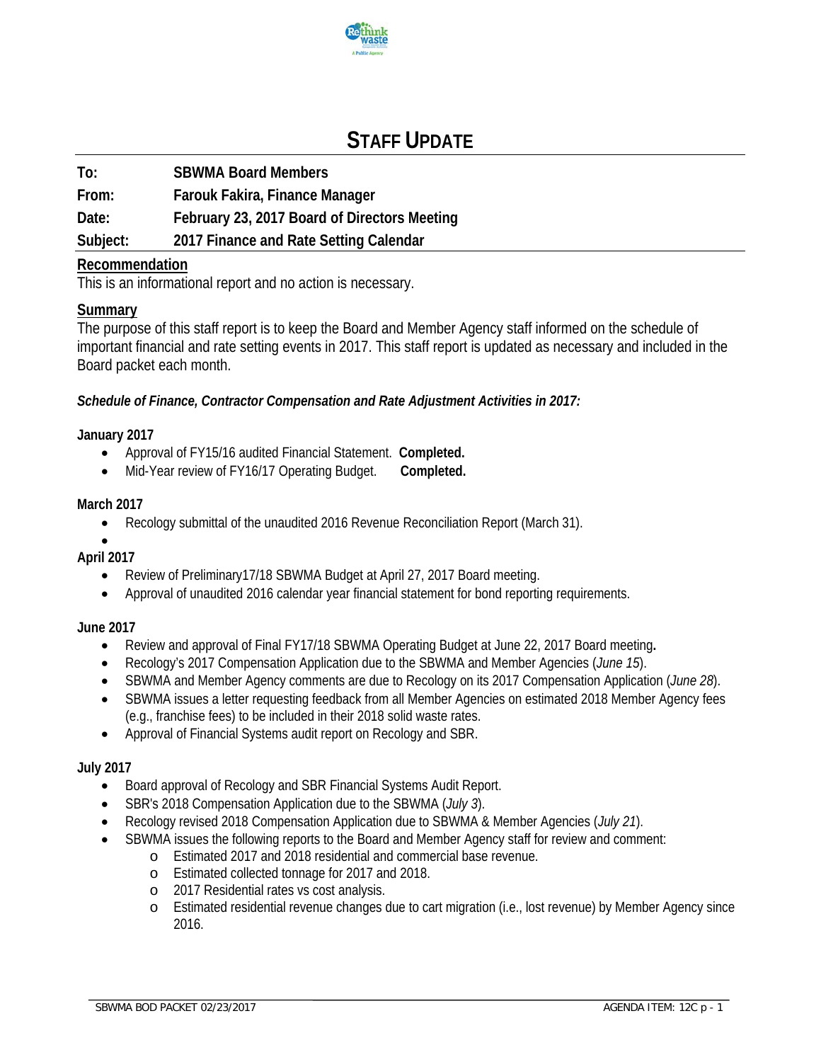# STAFF UPDATE

**To:** SBWMA Board Members

**From:** Farouk Fakira, Finance Manager

**Date:** February 23, 2017 Board of Directors Meeting

**Subject:** 2017 Finance and Rate Setting Calendar

## Recommendation

This is an informational report and no action is necessary.

## Summary

The purpose of this staff report is to keep the Board and Member Agency staff informed on the schedule of important financial and rate setting events in 2017. This staff report is updated as necessary and included in the Board packet each month.

***Schedule of Finance, Contractor Compensation and Rate Adjustment Activities in 2017:***

**January 2017**

- Approval of FY15/16 audited Financial Statement. **Completed.**
- Mid-Year review of FY16/17 Operating Budget. **Completed.**

**March 2017**

- Recology submittal of the unaudited 2016 Revenue Reconciliation Report (March 31).

**April 2017**

- Review of Preliminary17/18 SBWMA Budget at April 27, 2017 Board meeting.
- Approval of unaudited 2016 calendar year financial statement for bond reporting requirements.

**June 2017**

- Review and approval of Final FY17/18 SBWMA Operating Budget at June 22, 2017 Board meeting**.**
- Recology's 2017 Compensation Application due to the SBWMA and Member Agencies (*June 15*).
- SBWMA and Member Agency comments are due to Recology on its 2017 Compensation Application (*June 28*).
- SBWMA issues a letter requesting feedback from all Member Agencies on estimated 2018 Member Agency fees (e.g., franchise fees) to be included in their 2018 solid waste rates.
- Approval of Financial Systems audit report on Recology and SBR.

**July 2017**

- Board approval of Recology and SBR Financial Systems Audit Report.
- SBR's 2018 Compensation Application due to the SBWMA (*July 3*).
- Recology revised 2018 Compensation Application due to SBWMA & Member Agencies (*July 21*).
- SBWMA issues the following reports to the Board and Member Agency staff for review and comment:
  - Estimated 2017 and 2018 residential and commercial base revenue.
  - Estimated collected tonnage for 2017 and 2018.
  - 2017 Residential rates vs cost analysis.
  - Estimated residential revenue changes due to cart migration (i.e., lost revenue) by Member Agency since 2016.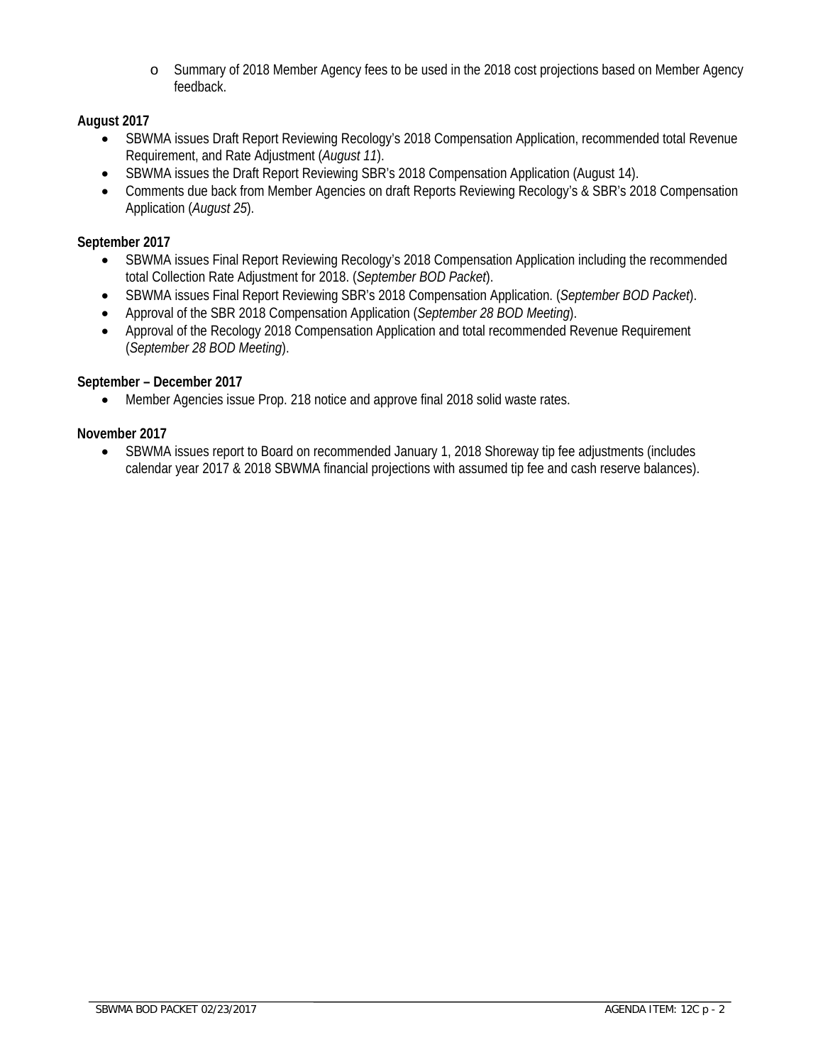- Summary of 2018 Member Agency fees to be used in the 2018 cost projections based on Member Agency feedback.

**August 2017**

- SBWMA issues Draft Report Reviewing Recology's 2018 Compensation Application, recommended total Revenue Requirement, and Rate Adjustment (*August 11*).
- SBWMA issues the Draft Report Reviewing SBR's 2018 Compensation Application (August 14).
- Comments due back from Member Agencies on draft Reports Reviewing Recology's & SBR's 2018 Compensation Application (*August 25*).

**September 2017**

- SBWMA issues Final Report Reviewing Recology's 2018 Compensation Application including the recommended total Collection Rate Adjustment for 2018. (*September BOD Packet*).
- SBWMA issues Final Report Reviewing SBR's 2018 Compensation Application. (*September BOD Packet*).
- Approval of the SBR 2018 Compensation Application (*September 28 BOD Meeting*).
- Approval of the Recology 2018 Compensation Application and total recommended Revenue Requirement (*September 28 BOD Meeting*).

**September – December 2017**

- Member Agencies issue Prop. 218 notice and approve final 2018 solid waste rates.

**November 2017**

- SBWMA issues report to Board on recommended January 1, 2018 Shoreway tip fee adjustments (includes calendar year 2017 & 2018 SBWMA financial projections with assumed tip fee and cash reserve balances).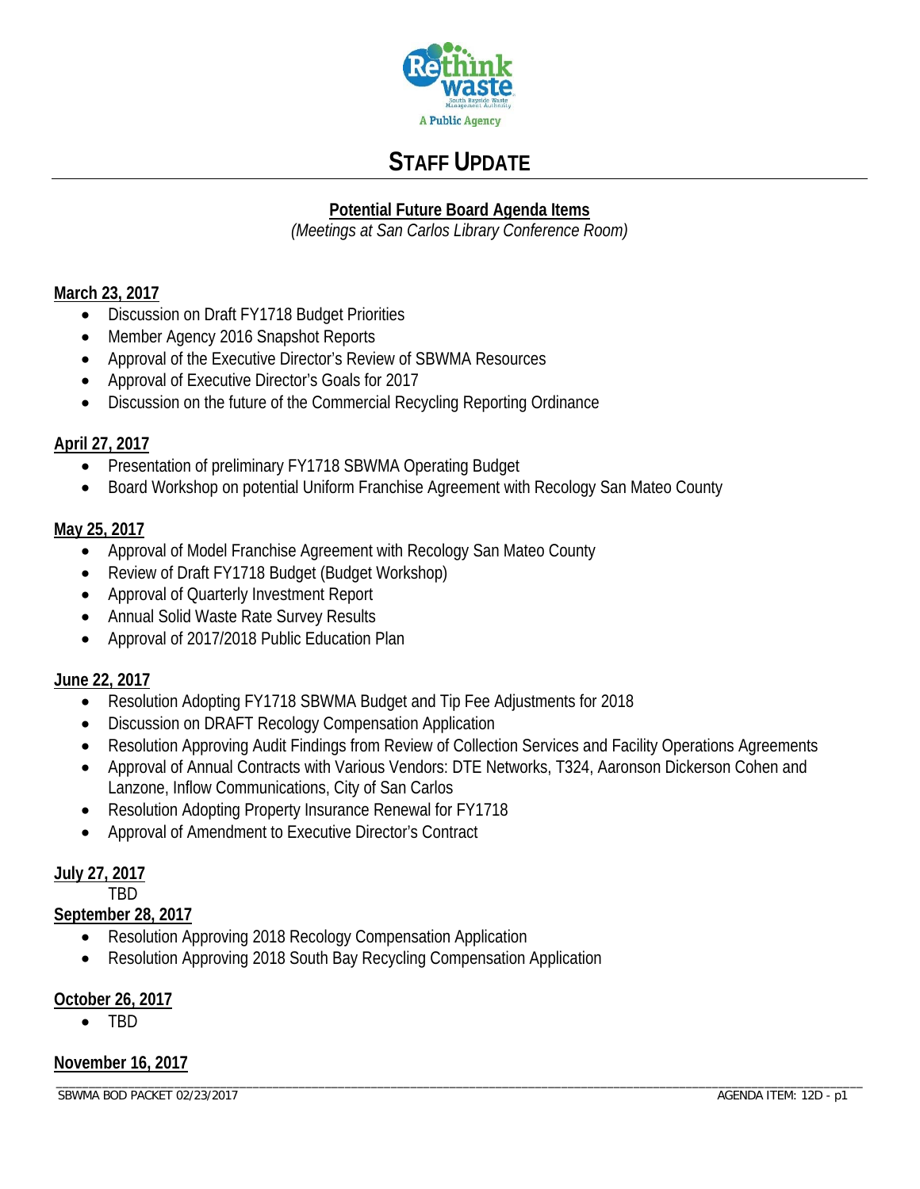# STAFF UPDATE

## Potential Future Board Agenda Items

*(Meetings at San Carlos Library Conference Room)*

**March 23, 2017**

- Discussion on Draft FY1718 Budget Priorities
- Member Agency 2016 Snapshot Reports
- Approval of the Executive Director's Review of SBWMA Resources
- Approval of Executive Director's Goals for 2017
- Discussion on the future of the Commercial Recycling Reporting Ordinance

**April 27, 2017**

- Presentation of preliminary FY1718 SBWMA Operating Budget
- Board Workshop on potential Uniform Franchise Agreement with Recology San Mateo County

**May 25, 2017**

- Approval of Model Franchise Agreement with Recology San Mateo County
- Review of Draft FY1718 Budget (Budget Workshop)
- Approval of Quarterly Investment Report
- Annual Solid Waste Rate Survey Results
- Approval of 2017/2018 Public Education Plan

**June 22, 2017**

- Resolution Adopting FY1718 SBWMA Budget and Tip Fee Adjustments for 2018
- Discussion on DRAFT Recology Compensation Application
- Resolution Approving Audit Findings from Review of Collection Services and Facility Operations Agreements
- Approval of Annual Contracts with Various Vendors: DTE Networks, T324, Aaronson Dickerson Cohen and Lanzone, Inflow Communications, City of San Carlos
- Resolution Adopting Property Insurance Renewal for FY1718
- Approval of Amendment to Executive Director's Contract

**July 27, 2017**

TBD

**September 28, 2017**

- Resolution Approving 2018 Recology Compensation Application
- Resolution Approving 2018 South Bay Recycling Compensation Application

**October 26, 2017**

- TBD

**November 16, 2017**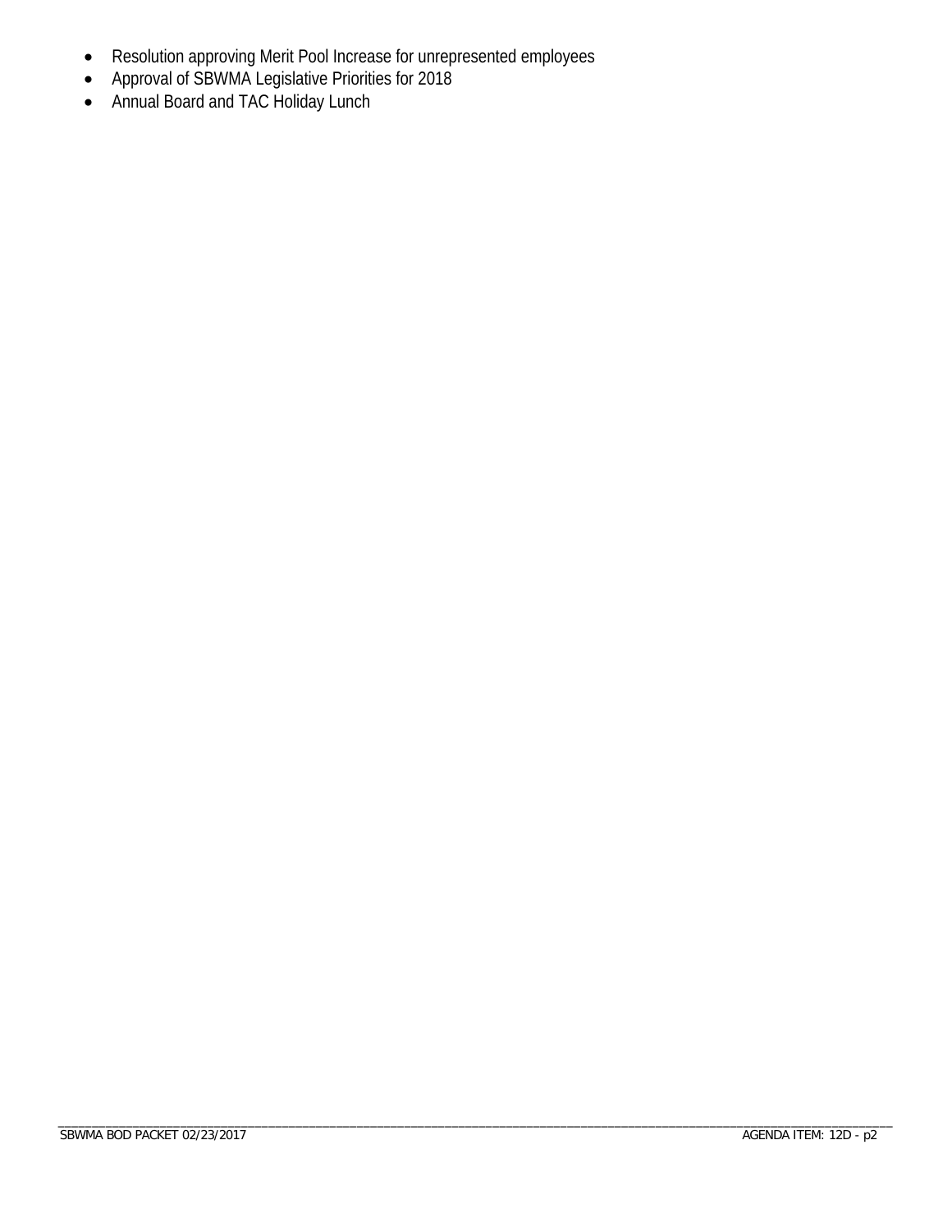- Resolution approving Merit Pool Increase for unrepresented employees
- Approval of SBWMA Legislative Priorities for 2018
- Annual Board and TAC Holiday Lunch